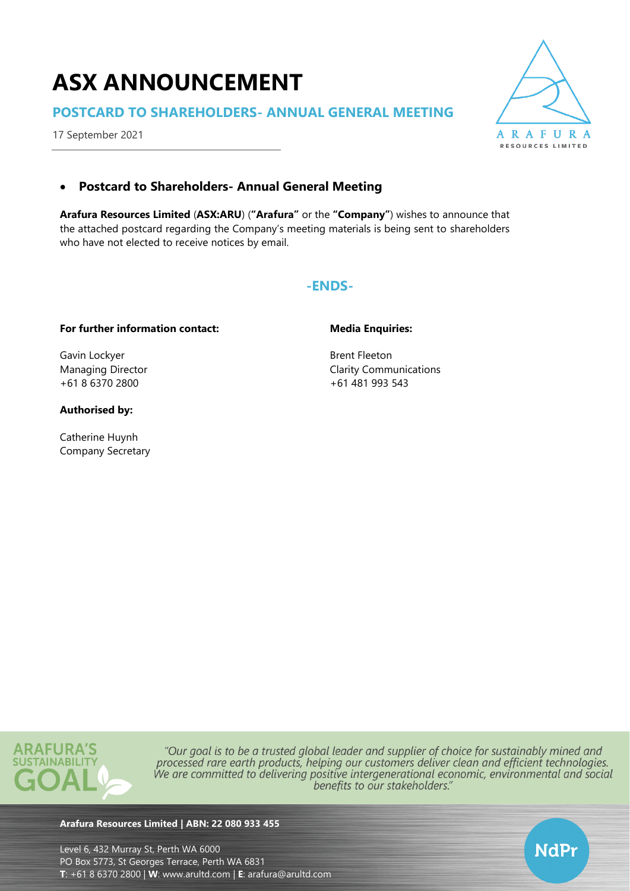# ASX ANNOUNCEMENT

## POSTCARD TO SHAREHOLDERS- ANNUAL GENERAL MEETING

17 September 2021

- **Postcard to Shareholders- Annual General Meeting**

**Arafura Resources Limited** (**ASX:ARU**) (**"Arafura"** or the **"Company"**) wishes to announce that the attached postcard regarding the Company's meeting materials is being sent to shareholders who have not elected to receive notices by email.

**-ENDS-**

**For further information contact:**

Gavin Lockyer
Managing Director
+61 8 6370 2800

**Media Enquiries:**

Brent Fleeton
Clarity Communications
+61 481 993 543

**Authorised by:**

Catherine Huynh
Company Secretary

ARAFURA'S SUSTAINABILITY GOAL

*"Our goal is to be a trusted global leader and supplier of choice for sustainably mined and processed rare earth products, helping our customers deliver clean and efficient technologies. We are committed to delivering positive intergenerational economic, environmental and social benefits to our stakeholders."*

**Arafura Resources Limited | ABN: 22 080 933 455**

Level 6, 432 Murray St, Perth WA 6000
PO Box 5773, St Georges Terrace, Perth WA 6831
**T**: +61 8 6370 2800 | **W**: www.arultd.com | **E**: arafura@arultd.com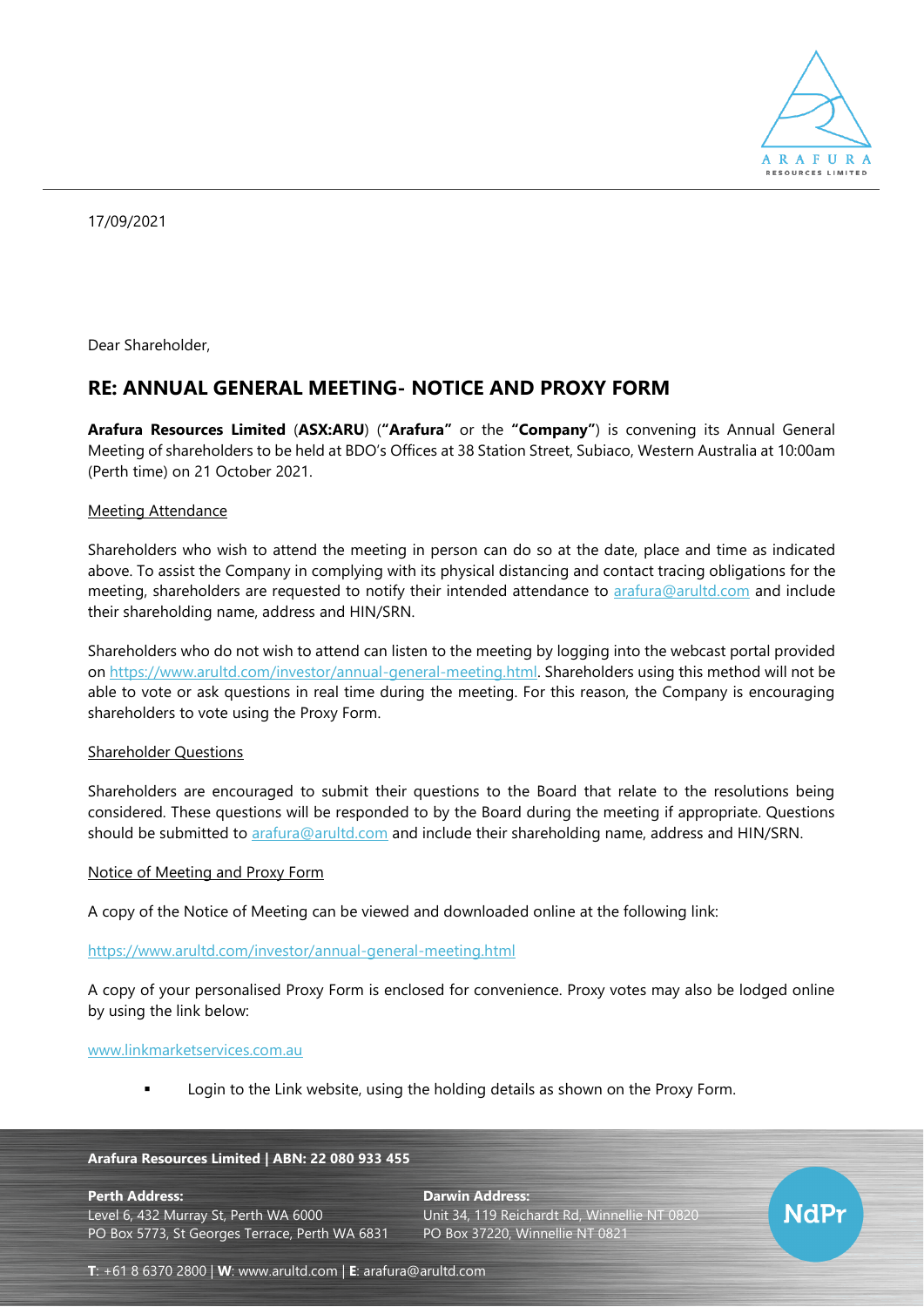17/09/2021

Dear Shareholder,

## RE: ANNUAL GENERAL MEETING- NOTICE AND PROXY FORM

**Arafura Resources Limited** (**ASX:ARU**) (**"Arafura"** or the **"Company"**) is convening its Annual General Meeting of shareholders to be held at BDO's Offices at 38 Station Street, Subiaco, Western Australia at 10:00am (Perth time) on 21 October 2021.

### Meeting Attendance

Shareholders who wish to attend the meeting in person can do so at the date, place and time as indicated above. To assist the Company in complying with its physical distancing and contact tracing obligations for the meeting, shareholders are requested to notify their intended attendance to arafura@arultd.com and include their shareholding name, address and HIN/SRN.

Shareholders who do not wish to attend can listen to the meeting by logging into the webcast portal provided on https://www.arultd.com/investor/annual-general-meeting.html. Shareholders using this method will not be able to vote or ask questions in real time during the meeting. For this reason, the Company is encouraging shareholders to vote using the Proxy Form.

### Shareholder Questions

Shareholders are encouraged to submit their questions to the Board that relate to the resolutions being considered. These questions will be responded to by the Board during the meeting if appropriate. Questions should be submitted to arafura@arultd.com and include their shareholding name, address and HIN/SRN.

### Notice of Meeting and Proxy Form

A copy of the Notice of Meeting can be viewed and downloaded online at the following link:

https://www.arultd.com/investor/annual-general-meeting.html

A copy of your personalised Proxy Form is enclosed for convenience. Proxy votes may also be lodged online by using the link below:

www.linkmarketservices.com.au

- Login to the Link website, using the holding details as shown on the Proxy Form.

**Arafura Resources Limited | ABN: 22 080 933 455**

**Perth Address:**
Level 6, 432 Murray St, Perth WA 6000
PO Box 5773, St Georges Terrace, Perth WA 6831

**Darwin Address:**
Unit 34, 119 Reichardt Rd, Winnellie NT 0820
PO Box 37220, Winnellie NT 0821

**T**: +61 8 6370 2800 | **W**: www.arultd.com | **E**: arafura@arultd.com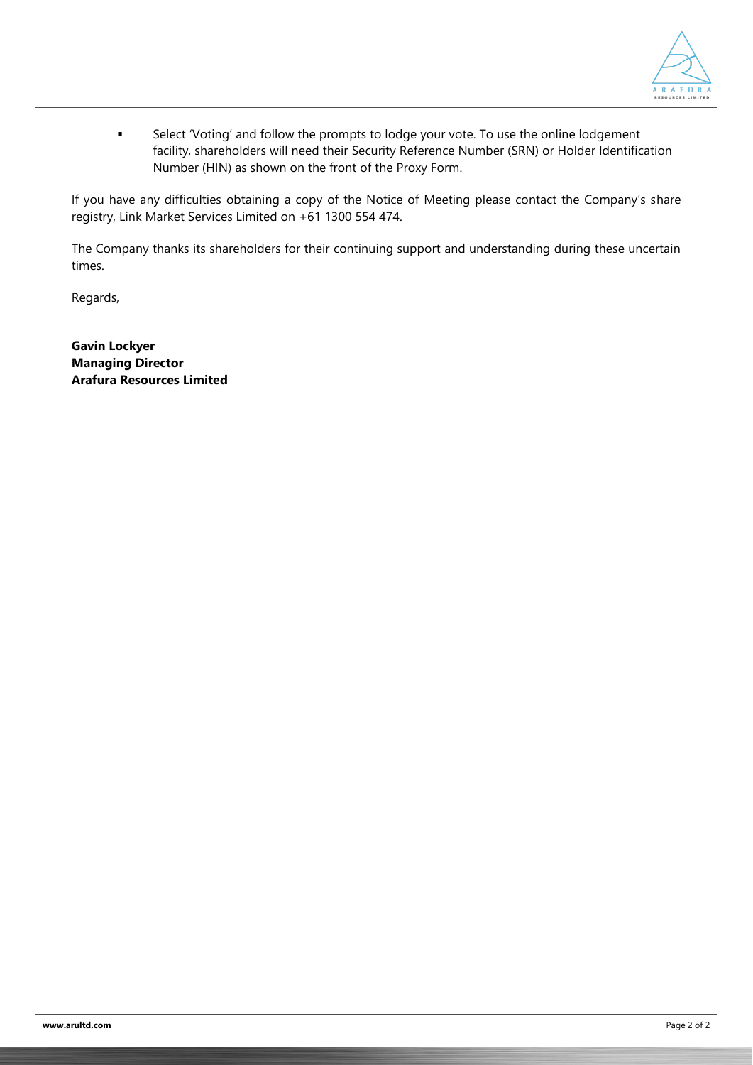- Select 'Voting' and follow the prompts to lodge your vote. To use the online lodgement facility, shareholders will need their Security Reference Number (SRN) or Holder Identification Number (HIN) as shown on the front of the Proxy Form.

If you have any difficulties obtaining a copy of the Notice of Meeting please contact the Company's share registry, Link Market Services Limited on +61 1300 554 474.

The Company thanks its shareholders for their continuing support and understanding during these uncertain times.

Regards,

**Gavin Lockyer**
**Managing Director**
**Arafura Resources Limited**